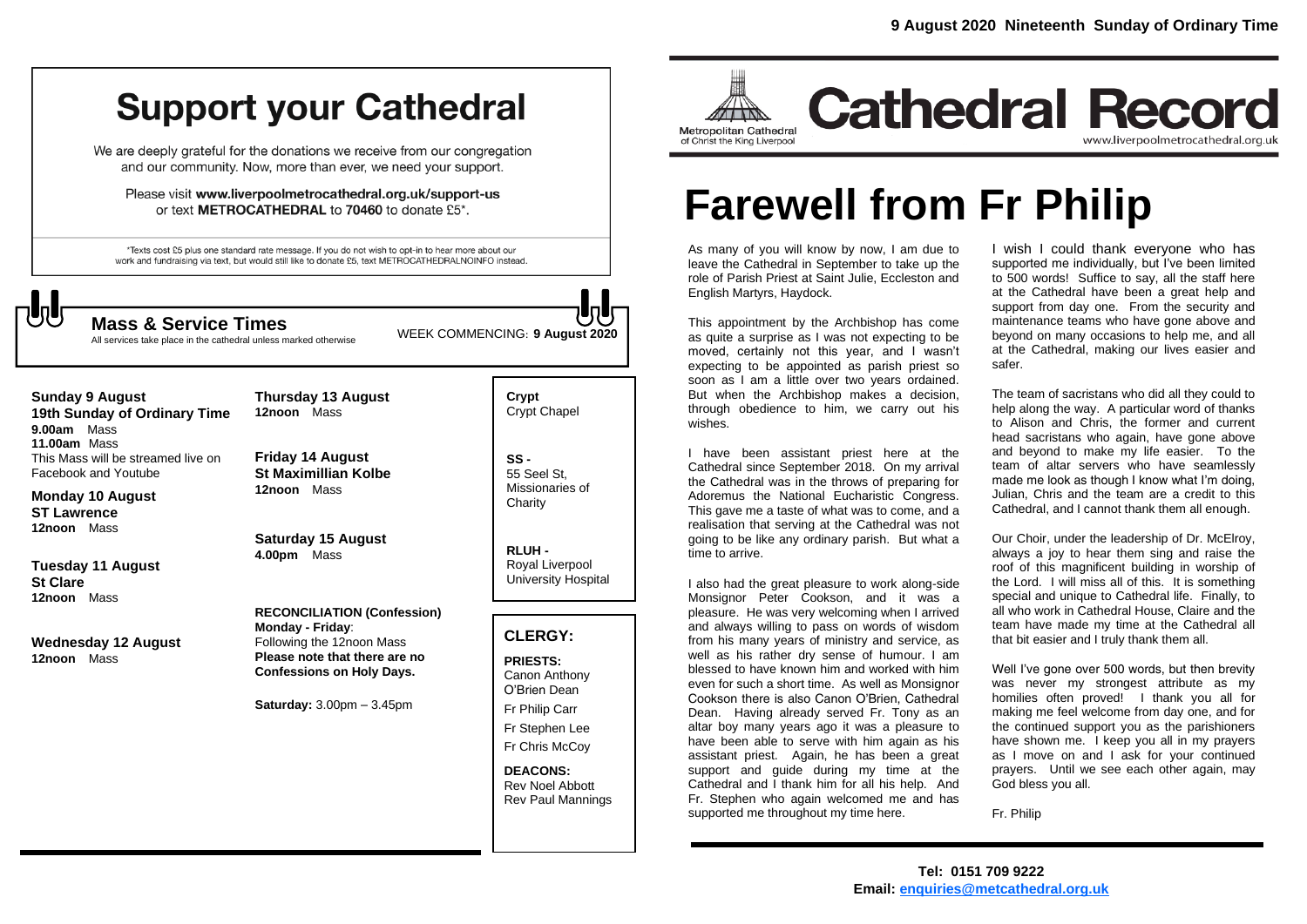# Support your Cathedral

We are deeply grateful for the donations we receive from our congregation and our community. Now, more than ever, we need your support.

Please visit **www.liverpoolmetrocathedral.org.uk/support-us** or text **METROCATHEDRAL** to **70460** to donate £5*.

*Texts cost £5 plus one standard rate message. If you do not wish to opt-in to hear more about our work and fundraising via text, but would still like to donate £5, text METROCATHEDRALNOINFO instead.

## Mass & Service Times

All services take place in the cathedral unless marked otherwise

WEEK COMMENCING: **9 August 2020**

**Sunday 9 August**
**19th Sunday of Ordinary Time**
**9.00am** Mass
**11.00am** Mass
This Mass will be streamed live on Facebook and Youtube

**Monday 10 August**
**ST Lawrence**
**12noon** Mass

**Tuesday 11 August**
**St Clare**
**12noon** Mass

**Wednesday 12 August**
**12noon** Mass

**Thursday 13 August**
**12noon** Mass

**Friday 14 August**
**St Maximillian Kolbe**
**12noon** Mass

**Saturday 15 August**
**4.00pm** Mass

**RECONCILIATION (Confession)**
**Monday - Friday**:
Following the 12noon Mass
**Please note that there are no Confessions on Holy Days.**

**Saturday:** 3.00pm – 3.45pm

**Crypt**
Crypt Chapel

**SS -**
55 Seel St, Missionaries of Charity

**RLUH -**
Royal Liverpool University Hospital

### CLERGY:

**PRIESTS:**
Canon Anthony O'Brien Dean
Fr Philip Carr
Fr Stephen Lee
Fr Chris McCoy

**DEACONS:**
Rev Noel Abbott
Rev Paul Mannings

**9 August 2020 Nineteenth Sunday of Ordinary Time**

Metropolitan Cathedral of Christ the King Liverpool

# Cathedral Record

www.liverpoolmetrocathedral.org.uk

# Farewell from Fr Philip

As many of you will know by now, I am due to leave the Cathedral in September to take up the role of Parish Priest at Saint Julie, Eccleston and English Martyrs, Haydock.

This appointment by the Archbishop has come as quite a surprise as I was not expecting to be moved, certainly not this year, and I wasn't expecting to be appointed as parish priest so soon as I am a little over two years ordained. But when the Archbishop makes a decision, through obedience to him, we carry out his wishes.

I have been assistant priest here at the Cathedral since September 2018. On my arrival the Cathedral was in the throws of preparing for Adoremus the National Eucharistic Congress. This gave me a taste of what was to come, and a realisation that serving at the Cathedral was not going to be like any ordinary parish. But what a time to arrive.

I also had the great pleasure to work along-side Monsignor Peter Cookson, and it was a pleasure. He was very welcoming when I arrived and always willing to pass on words of wisdom from his many years of ministry and service, as well as his rather dry sense of humour. I am blessed to have known him and worked with him even for such a short time. As well as Monsignor Cookson there is also Canon O'Brien, Cathedral Dean. Having already served Fr. Tony as an altar boy many years ago it was a pleasure to have been able to serve with him again as his assistant priest. Again, he has been a great support and guide during my time at the Cathedral and I thank him for all his help. And Fr. Stephen who again welcomed me and has supported me throughout my time here.

I wish I could thank everyone who has supported me individually, but I've been limited to 500 words! Suffice to say, all the staff here at the Cathedral have been a great help and support from day one. From the security and maintenance teams who have gone above and beyond on many occasions to help me, and all at the Cathedral, making our lives easier and safer.

The team of sacristans who did all they could to help along the way. A particular word of thanks to Alison and Chris, the former and current head sacristans who again, have gone above and beyond to make my life easier. To the team of altar servers who have seamlessly made me look as though I know what I'm doing, Julian, Chris and the team are a credit to this Cathedral, and I cannot thank them all enough.

Our Choir, under the leadership of Dr. McElroy, always a joy to hear them sing and raise the roof of this magnificent building in worship of the Lord. I will miss all of this. It is something special and unique to Cathedral life. Finally, to all who work in Cathedral House, Claire and the team have made my time at the Cathedral all that bit easier and I truly thank them all.

Well I've gone over 500 words, but then brevity was never my strongest attribute as my homilies often proved! I thank you all for making me feel welcome from day one, and for the continued support you as the parishioners have shown me. I keep you all in my prayers as I move on and I ask for your continued prayers. Until we see each other again, may God bless you all.

Fr. Philip

**Tel: 0151 709 9222**
**Email: enquiries@metcathedral.org.uk**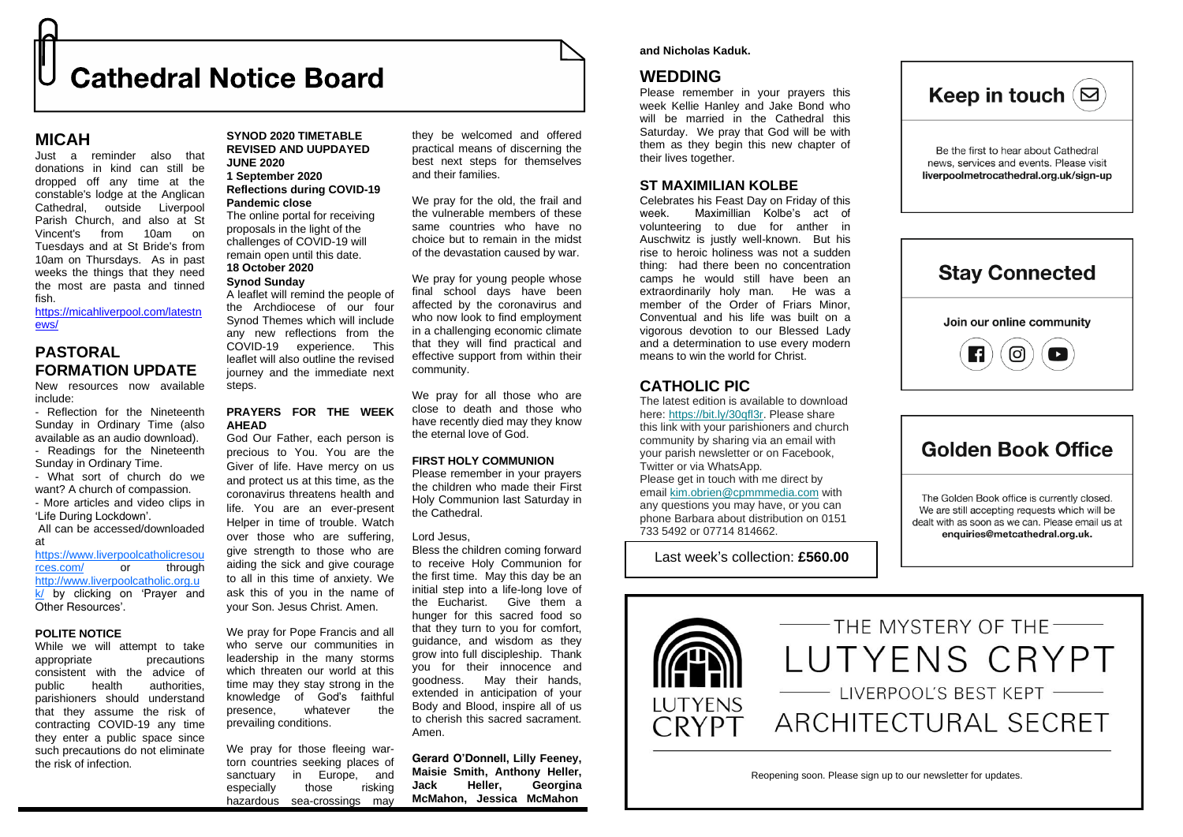# Cathedral Notice Board

## MICAH

Just a reminder also that donations in kind can still be dropped off any time at the constable's lodge at the Anglican Cathedral, outside Liverpool Parish Church, and also at St Vincent's from 10am on Tuesdays and at St Bride's from 10am on Thursdays. As in past weeks the things that they need the most are pasta and tinned fish.

https://micahliverpool.com/latestnews/

## PASTORAL FORMATION UPDATE

New resources now available include:

- Reflection for the Nineteenth Sunday in Ordinary Time (also available as an audio download).
- Readings for the Nineteenth Sunday in Ordinary Time.
- What sort of church do we want? A church of compassion.
- More articles and video clips in 'Life During Lockdown'.

All can be accessed/downloaded at https://www.liverpoolcatholicresources.com/ or through http://www.liverpoolcatholic.org.uk/ by clicking on 'Prayer and Other Resources'.

### POLITE NOTICE

While we will attempt to take appropriate precautions consistent with the advice of public health authorities, parishioners should understand that they assume the risk of contracting COVID-19 any time they enter a public space since such precautions do not eliminate the risk of infection.

### SYNOD 2020 TIMETABLE REVISED AND UUPDAYED JUNE 2020

**1 September 2020**

**Reflections during COVID-19 Pandemic close**

The online portal for receiving proposals in the light of the challenges of COVID-19 will remain open until this date.

**18 October 2020**

**Synod Sunday**

A leaflet will remind the people of the Archdiocese of our four Synod Themes which will include any new reflections from the COVID-19 experience. This leaflet will also outline the revised journey and the immediate next steps.

### PRAYERS FOR THE WEEK AHEAD

God Our Father, each person is precious to You. You are the Giver of life. Have mercy on us and protect us at this time, as the coronavirus threatens health and life. You are an ever-present Helper in time of trouble. Watch over those who are suffering, give strength to those who are aiding the sick and give courage to all in this time of anxiety. We ask this of you in the name of your Son. Jesus Christ. Amen.

We pray for Pope Francis and all who serve our communities in leadership in the many storms which threaten our world at this time may they stay strong in the knowledge of God's faithful presence, whatever the prevailing conditions.

We pray for those fleeing war-torn countries seeking places of sanctuary in Europe, and especially those risking hazardous sea-crossings may they be welcomed and offered practical means of discerning the best next steps for themselves and their families.

We pray for the old, the frail and the vulnerable members of these same countries who have no choice but to remain in the midst of the devastation caused by war.

We pray for young people whose final school days have been affected by the coronavirus and who now look to find employment in a challenging economic climate that they will find practical and effective support from within their community.

We pray for all those who are close to death and those who have recently died may they know the eternal love of God.

### FIRST HOLY COMMUNION

Please remember in your prayers the children who made their First Holy Communion last Saturday in the Cathedral.

Lord Jesus,

Bless the children coming forward to receive Holy Communion for the first time. May this day be an initial step into a life-long love of the Eucharist. Give them a hunger for this sacred food so that they turn to you for comfort, guidance, and wisdom as they grow into full discipleship. Thank you for their innocence and goodness. May their hands, extended in anticipation of your Body and Blood, inspire all of us to cherish this sacred sacrament. Amen.

**Gerard O'Donnell, Lilly Feeney, Maisie Smith, Anthony Heller, Jack Heller, Georgina McMahon, Jessica McMahon and Nicholas Kaduk.**

## WEDDING

Please remember in your prayers this week Kellie Hanley and Jake Bond who will be married in the Cathedral this Saturday. We pray that God will be with them as they begin this new chapter of their lives together.

### ST MAXIMILIAN KOLBE

Celebrates his Feast Day on Friday of this week. Maximillian Kolbe's act of volunteering to due for anther in Auschwitz is justly well-known. But his rise to heroic holiness was not a sudden thing: had there been no concentration camps he would still have been an extraordinarily holy man. He was a member of the Order of Friars Minor, Conventual and his life was built on a vigorous devotion to our Blessed Lady and a determination to use every modern means to win the world for Christ.

## CATHOLIC PIC

The latest edition is available to download here: https://bit.ly/30qfl3r. Please share this link with your parishioners and church community by sharing via an email with your parish newsletter or on Facebook, Twitter or via WhatsApp.

Please get in touch with me direct by email kim.obrien@cpmmmedia.com with any questions you may have, or you can phone Barbara about distribution on 0151 733 5492 or 07714 814662.

Last week's collection: **£560.00**

## Keep in touch

Be the first to hear about Cathedral news, services and events. Please visit **liverpoolmetrocathedral.org.uk/sign-up**

## Stay Connected

**Join our online community**

## Golden Book Office

The Golden Book office is currently closed. We are still accepting requests which will be dealt with as soon as we can. Please email us at **enquiries@metcathedral.org.uk.**

THE MYSTERY OF THE LUTYENS CRYPT

LIVERPOOL'S BEST KEPT ARCHITECTURAL SECRET

LUTYENS CRYPT

Reopening soon. Please sign up to our newsletter for updates.